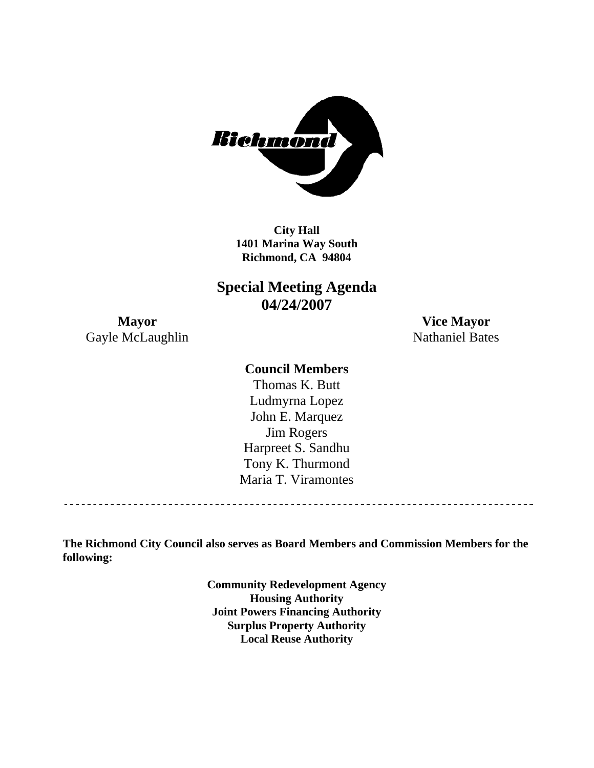**City Hall**
**1401 Marina Way South**
**Richmond, CA 94804**

# Special Meeting Agenda
# 04/24/2007

**Mayor**
Gayle McLaughlin

**Vice Mayor**
Nathaniel Bates

**Council Members**

Thomas K. Butt
Ludmyrna Lopez
John E. Marquez
Jim Rogers
Harpreet S. Sandhu
Tony K. Thurmond
Maria T. Viramontes

---

**The Richmond City Council also serves as Board Members and Commission Members for the following:**

**Community Redevelopment Agency**
**Housing Authority**
**Joint Powers Financing Authority**
**Surplus Property Authority**
**Local Reuse Authority**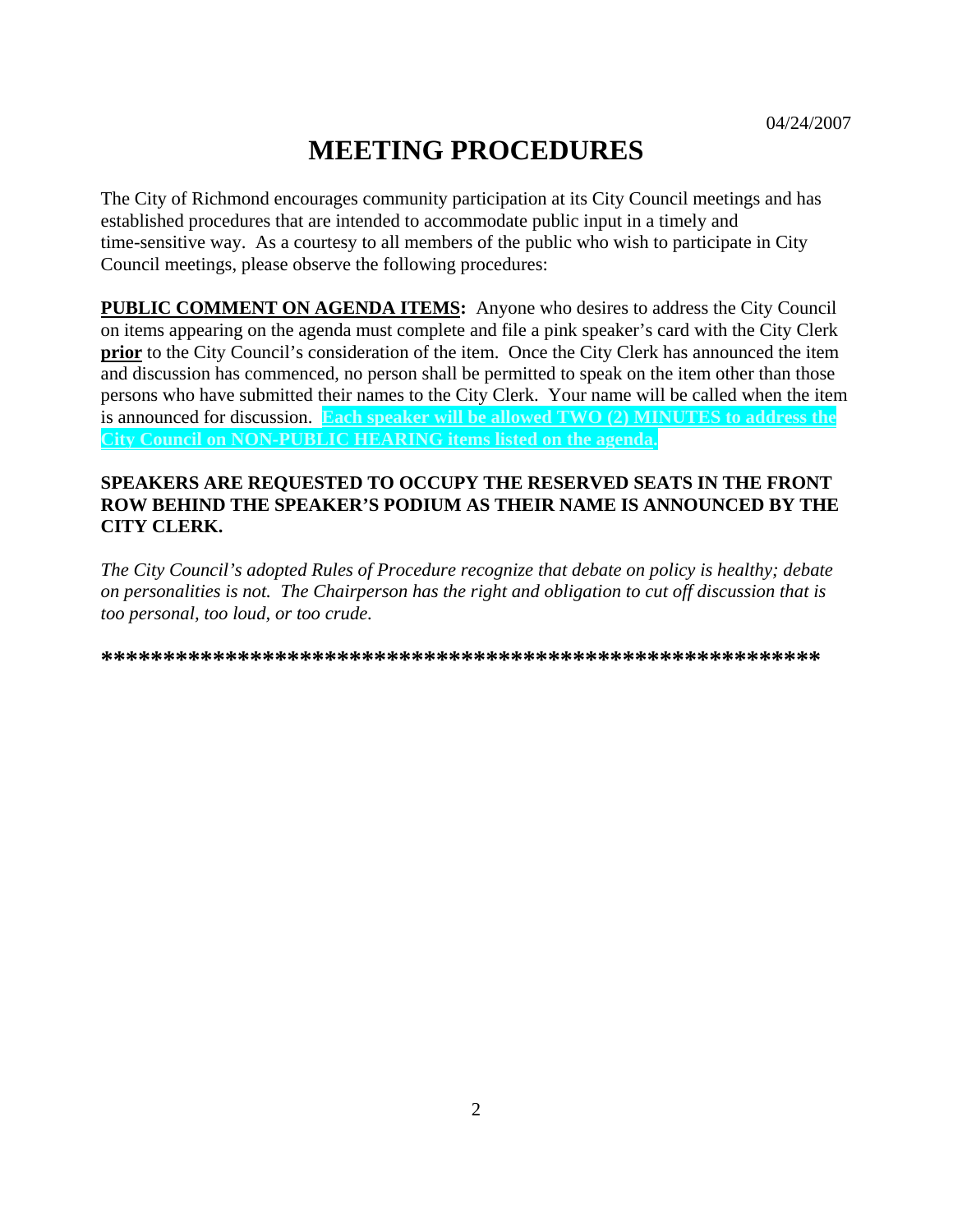04/24/2007

# MEETING PROCEDURES

The City of Richmond encourages community participation at its City Council meetings and has established procedures that are intended to accommodate public input in a timely and time-sensitive way. As a courtesy to all members of the public who wish to participate in City Council meetings, please observe the following procedures:

**PUBLIC COMMENT ON AGENDA ITEMS:** Anyone who desires to address the City Council on items appearing on the agenda must complete and file a pink speaker's card with the City Clerk **prior** to the City Council's consideration of the item. Once the City Clerk has announced the item and discussion has commenced, no person shall be permitted to speak on the item other than those persons who have submitted their names to the City Clerk. Your name will be called when the item is announced for discussion. **Each speaker will be allowed TWO (2) MINUTES to address the City Council on NON-PUBLIC HEARING items listed on the agenda.**

**SPEAKERS ARE REQUESTED TO OCCUPY THE RESERVED SEATS IN THE FRONT ROW BEHIND THE SPEAKER'S PODIUM AS THEIR NAME IS ANNOUNCED BY THE CITY CLERK.**

*The City Council's adopted Rules of Procedure recognize that debate on policy is healthy; debate on personalities is not. The Chairperson has the right and obligation to cut off discussion that is too personal, too loud, or too crude.*

**\*\*\*\*\*\*\*\*\*\*\*\*\*\*\*\*\*\*\*\*\*\*\*\*\*\*\*\*\*\*\*\*\*\*\*\*\*\*\*\*\*\*\*\*\*\*\*\*\*\*\*\*\*\*\*\*\*\*\*\*\***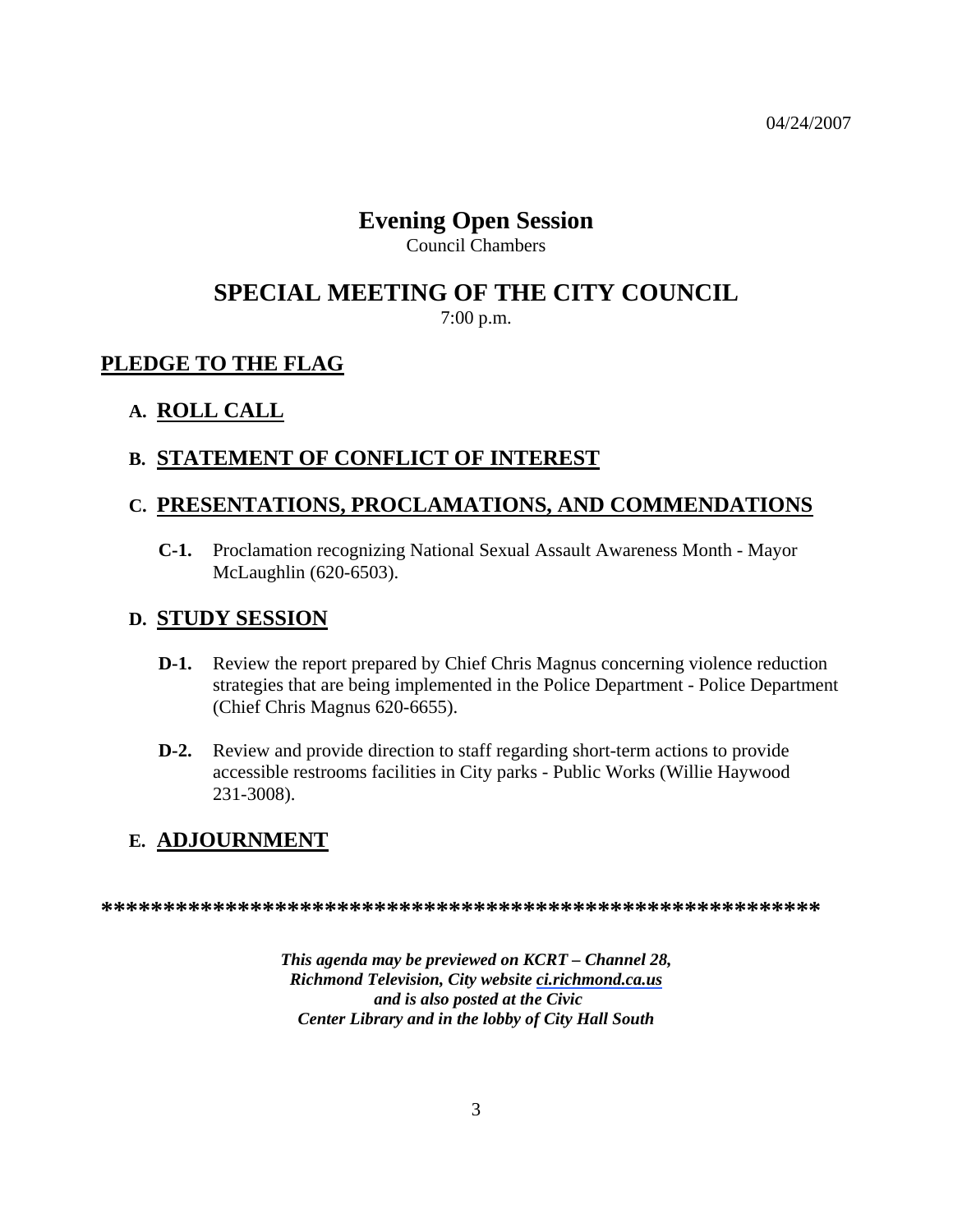04/24/2007

# Evening Open Session

Council Chambers

# SPECIAL MEETING OF THE CITY COUNCIL

7:00 p.m.

## PLEDGE TO THE FLAG

## A. ROLL CALL

## B. STATEMENT OF CONFLICT OF INTEREST

## C. PRESENTATIONS, PROCLAMATIONS, AND COMMENDATIONS

**C-1.** Proclamation recognizing National Sexual Assault Awareness Month - Mayor McLaughlin (620-6503).

## D. STUDY SESSION

**D-1.** Review the report prepared by Chief Chris Magnus concerning violence reduction strategies that are being implemented in the Police Department - Police Department (Chief Chris Magnus 620-6655).

**D-2.** Review and provide direction to staff regarding short-term actions to provide accessible restrooms facilities in City parks - Public Works (Willie Haywood 231-3008).

## E. ADJOURNMENT

**********************************************************

***This agenda may be previewed on KCRT – Channel 28, Richmond Television, City website ci.richmond.ca.us and is also posted at the Civic Center Library and in the lobby of City Hall South***